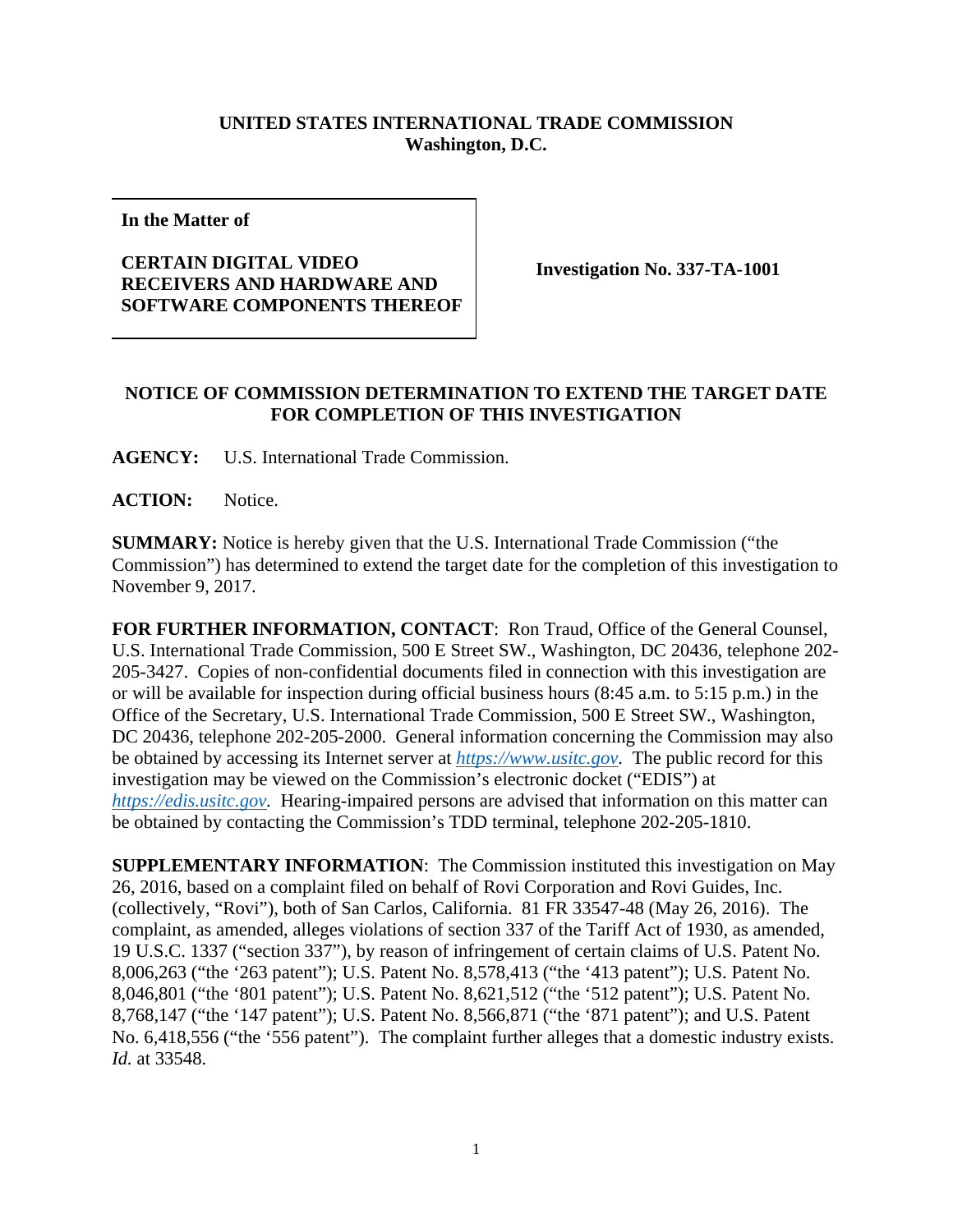**UNITED STATES INTERNATIONAL TRADE COMMISSION**
**Washington, D.C.**

| **In the Matter of** <br><br> **CERTAIN DIGITAL VIDEO RECEIVERS AND HARDWARE AND SOFTWARE COMPONENTS THEREOF** | **Investigation No. 337-TA-1001** |
|---|---|

## NOTICE OF COMMISSION DETERMINATION TO EXTEND THE TARGET DATE FOR COMPLETION OF THIS INVESTIGATION

**AGENCY:** U.S. International Trade Commission.

**ACTION:** Notice.

**SUMMARY:** Notice is hereby given that the U.S. International Trade Commission ("the Commission") has determined to extend the target date for the completion of this investigation to November 9, 2017.

**FOR FURTHER INFORMATION, CONTACT**: Ron Traud, Office of the General Counsel, U.S. International Trade Commission, 500 E Street SW., Washington, DC 20436, telephone 202-205-3427. Copies of non-confidential documents filed in connection with this investigation are or will be available for inspection during official business hours (8:45 a.m. to 5:15 p.m.) in the Office of the Secretary, U.S. International Trade Commission, 500 E Street SW., Washington, DC 20436, telephone 202-205-2000. General information concerning the Commission may also be obtained by accessing its Internet server at *https://www.usitc.gov*. The public record for this investigation may be viewed on the Commission's electronic docket ("EDIS") at *https://edis.usitc.gov*. Hearing-impaired persons are advised that information on this matter can be obtained by contacting the Commission's TDD terminal, telephone 202-205-1810.

**SUPPLEMENTARY INFORMATION**: The Commission instituted this investigation on May 26, 2016, based on a complaint filed on behalf of Rovi Corporation and Rovi Guides, Inc. (collectively, "Rovi"), both of San Carlos, California. 81 FR 33547-48 (May 26, 2016). The complaint, as amended, alleges violations of section 337 of the Tariff Act of 1930, as amended, 19 U.S.C. 1337 ("section 337"), by reason of infringement of certain claims of U.S. Patent No. 8,006,263 ("the '263 patent"); U.S. Patent No. 8,578,413 ("the '413 patent"); U.S. Patent No. 8,046,801 ("the '801 patent"); U.S. Patent No. 8,621,512 ("the '512 patent"); U.S. Patent No. 8,768,147 ("the '147 patent"); U.S. Patent No. 8,566,871 ("the '871 patent"); and U.S. Patent No. 6,418,556 ("the '556 patent"). The complaint further alleges that a domestic industry exists. *Id.* at 33548.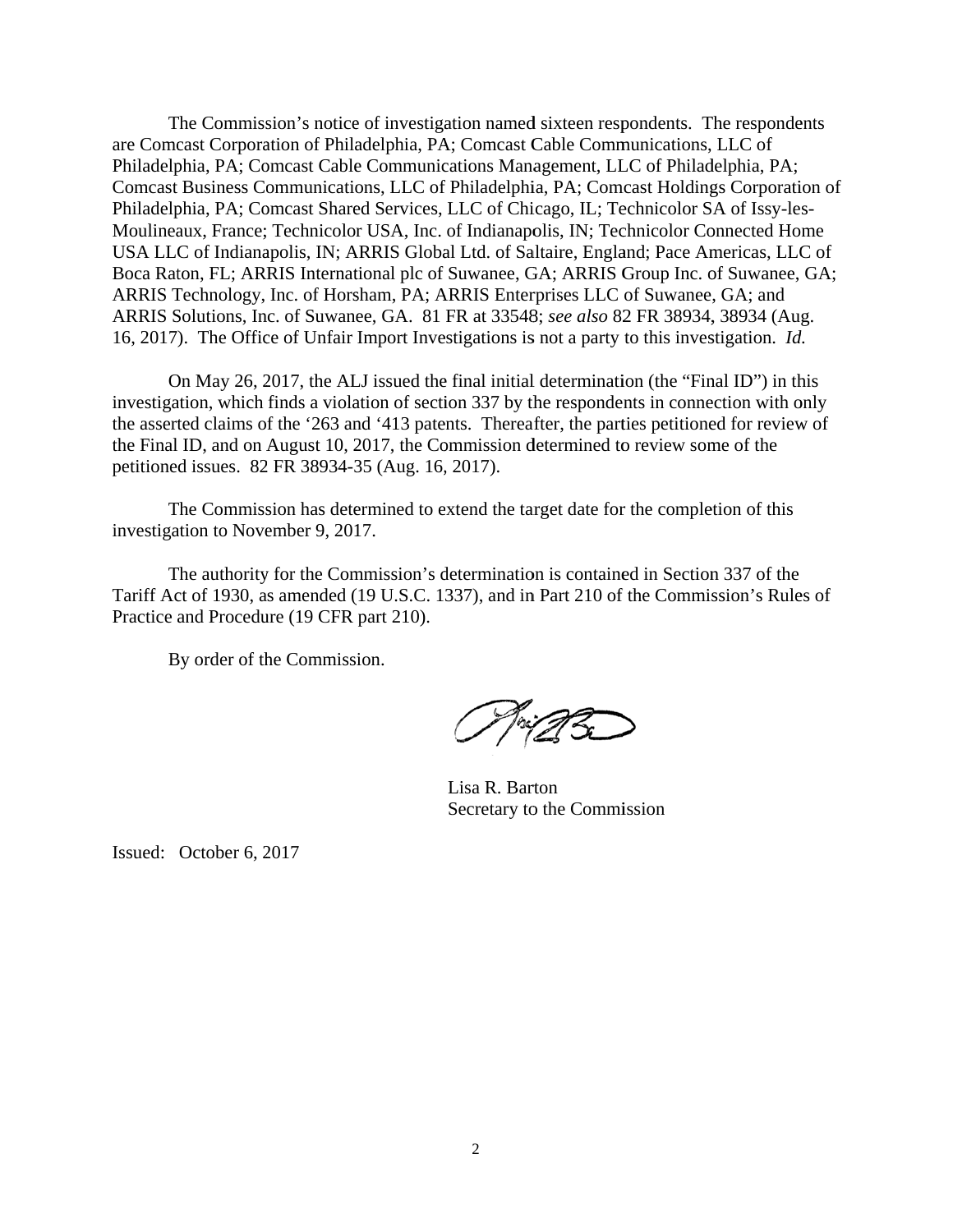The Commission's notice of investigation named sixteen respondents. The respondents are Comcast Corporation of Philadelphia, PA; Comcast Cable Communications, LLC of Philadelphia, PA; Comcast Cable Communications Management, LLC of Philadelphia, PA; Comcast Business Communications, LLC of Philadelphia, PA; Comcast Holdings Corporation of Philadelphia, PA; Comcast Shared Services, LLC of Chicago, IL; Technicolor SA of Issy-les-Moulineaux, France; Technicolor USA, Inc. of Indianapolis, IN; Technicolor Connected Home USA LLC of Indianapolis, IN; ARRIS Global Ltd. of Saltaire, England; Pace Americas, LLC of Boca Raton, FL; ARRIS International plc of Suwanee, GA; ARRIS Group Inc. of Suwanee, GA; ARRIS Technology, Inc. of Horsham, PA; ARRIS Enterprises LLC of Suwanee, GA; and ARRIS Solutions, Inc. of Suwanee, GA. 81 FR at 33548; *see also* 82 FR 38934, 38934 (Aug. 16, 2017). The Office of Unfair Import Investigations is not a party to this investigation. *Id.*

On May 26, 2017, the ALJ issued the final initial determination (the "Final ID") in this investigation, which finds a violation of section 337 by the respondents in connection with only the asserted claims of the '263 and '413 patents. Thereafter, the parties petitioned for review of the Final ID, and on August 10, 2017, the Commission determined to review some of the petitioned issues. 82 FR 38934-35 (Aug. 16, 2017).

The Commission has determined to extend the target date for the completion of this investigation to November 9, 2017.

The authority for the Commission's determination is contained in Section 337 of the Tariff Act of 1930, as amended (19 U.S.C. 1337), and in Part 210 of the Commission's Rules of Practice and Procedure (19 CFR part 210).

By order of the Commission.

Lisa R. Barton
Secretary to the Commission

Issued: October 6, 2017